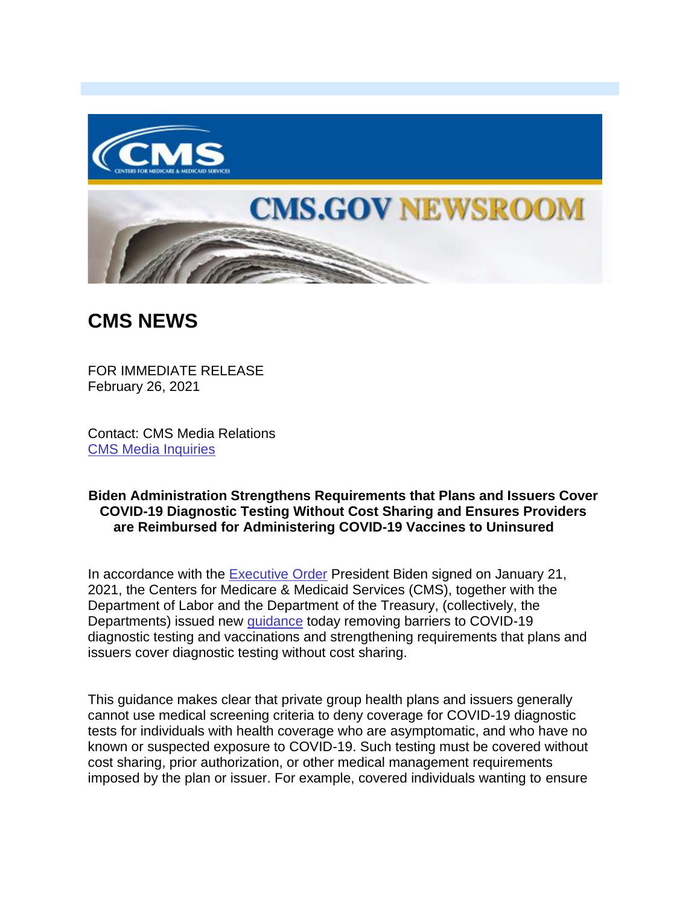# CMS NEWS

FOR IMMEDIATE RELEASE
February 26, 2021

Contact: CMS Media Relations
CMS Media Inquiries

**Biden Administration Strengthens Requirements that Plans and Issuers Cover COVID-19 Diagnostic Testing Without Cost Sharing and Ensures Providers are Reimbursed for Administering COVID-19 Vaccines to Uninsured**

In accordance with the Executive Order President Biden signed on January 21, 2021, the Centers for Medicare & Medicaid Services (CMS), together with the Department of Labor and the Department of the Treasury, (collectively, the Departments) issued new guidance today removing barriers to COVID-19 diagnostic testing and vaccinations and strengthening requirements that plans and issuers cover diagnostic testing without cost sharing.

This guidance makes clear that private group health plans and issuers generally cannot use medical screening criteria to deny coverage for COVID-19 diagnostic tests for individuals with health coverage who are asymptomatic, and who have no known or suspected exposure to COVID-19. Such testing must be covered without cost sharing, prior authorization, or other medical management requirements imposed by the plan or issuer. For example, covered individuals wanting to ensure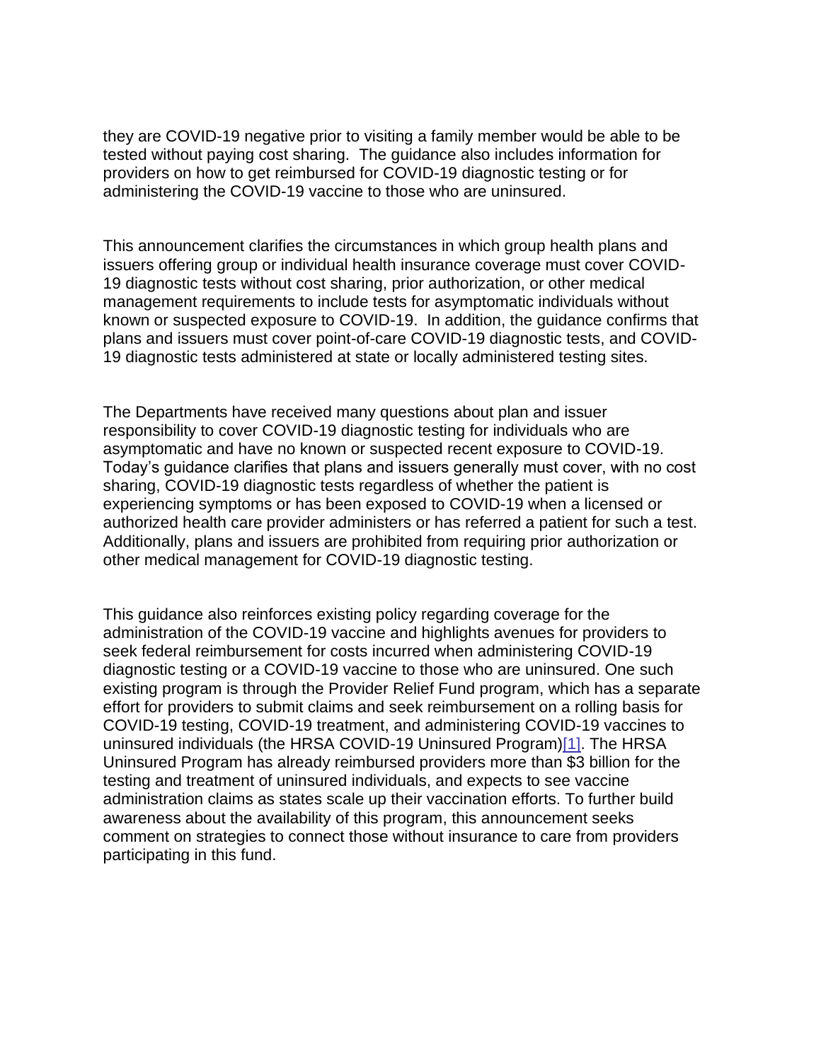they are COVID-19 negative prior to visiting a family member would be able to be tested without paying cost sharing. The guidance also includes information for providers on how to get reimbursed for COVID-19 diagnostic testing or for administering the COVID-19 vaccine to those who are uninsured.

This announcement clarifies the circumstances in which group health plans and issuers offering group or individual health insurance coverage must cover COVID-19 diagnostic tests without cost sharing, prior authorization, or other medical management requirements to include tests for asymptomatic individuals without known or suspected exposure to COVID-19. In addition, the guidance confirms that plans and issuers must cover point-of-care COVID-19 diagnostic tests, and COVID-19 diagnostic tests administered at state or locally administered testing sites.

The Departments have received many questions about plan and issuer responsibility to cover COVID-19 diagnostic testing for individuals who are asymptomatic and have no known or suspected recent exposure to COVID-19. Today's guidance clarifies that plans and issuers generally must cover, with no cost sharing, COVID-19 diagnostic tests regardless of whether the patient is experiencing symptoms or has been exposed to COVID-19 when a licensed or authorized health care provider administers or has referred a patient for such a test. Additionally, plans and issuers are prohibited from requiring prior authorization or other medical management for COVID-19 diagnostic testing.

This guidance also reinforces existing policy regarding coverage for the administration of the COVID-19 vaccine and highlights avenues for providers to seek federal reimbursement for costs incurred when administering COVID-19 diagnostic testing or a COVID-19 vaccine to those who are uninsured. One such existing program is through the Provider Relief Fund program, which has a separate effort for providers to submit claims and seek reimbursement on a rolling basis for COVID-19 testing, COVID-19 treatment, and administering COVID-19 vaccines to uninsured individuals (the HRSA COVID-19 Uninsured Program)[1]. The HRSA Uninsured Program has already reimbursed providers more than $3 billion for the testing and treatment of uninsured individuals, and expects to see vaccine administration claims as states scale up their vaccination efforts. To further build awareness about the availability of this program, this announcement seeks comment on strategies to connect those without insurance to care from providers participating in this fund.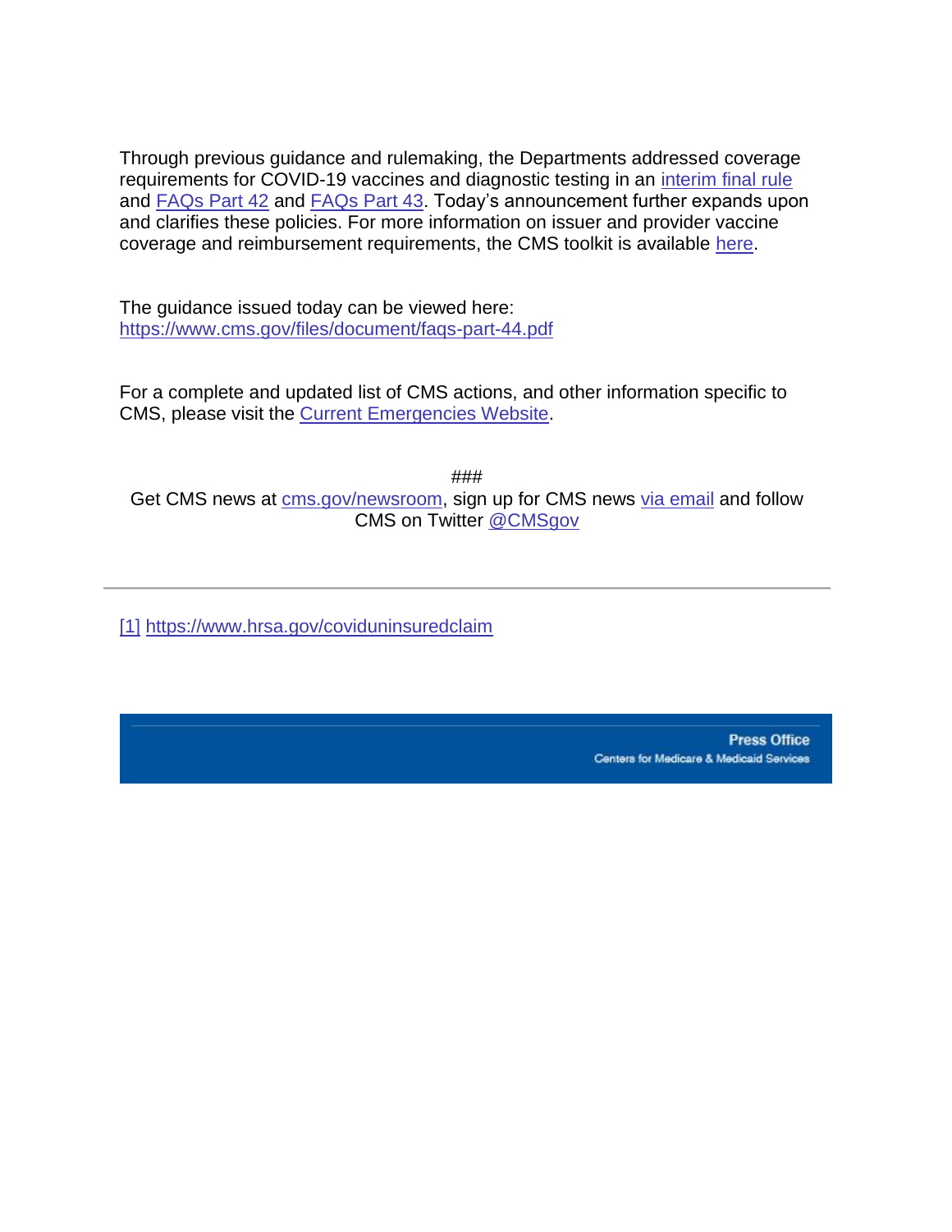Through previous guidance and rulemaking, the Departments addressed coverage requirements for COVID-19 vaccines and diagnostic testing in an interim final rule and FAQs Part 42 and FAQs Part 43. Today's announcement further expands upon and clarifies these policies. For more information on issuer and provider vaccine coverage and reimbursement requirements, the CMS toolkit is available here.

The guidance issued today can be viewed here:
https://www.cms.gov/files/document/faqs-part-44.pdf

For a complete and updated list of CMS actions, and other information specific to CMS, please visit the Current Emergencies Website.

###

Get CMS news at cms.gov/newsroom, sign up for CMS news via email and follow CMS on Twitter @CMSgov

---

[1] https://www.hrsa.gov/coviduninsuredclaim

**Press Office**
Centers for Medicare & Medicaid Services